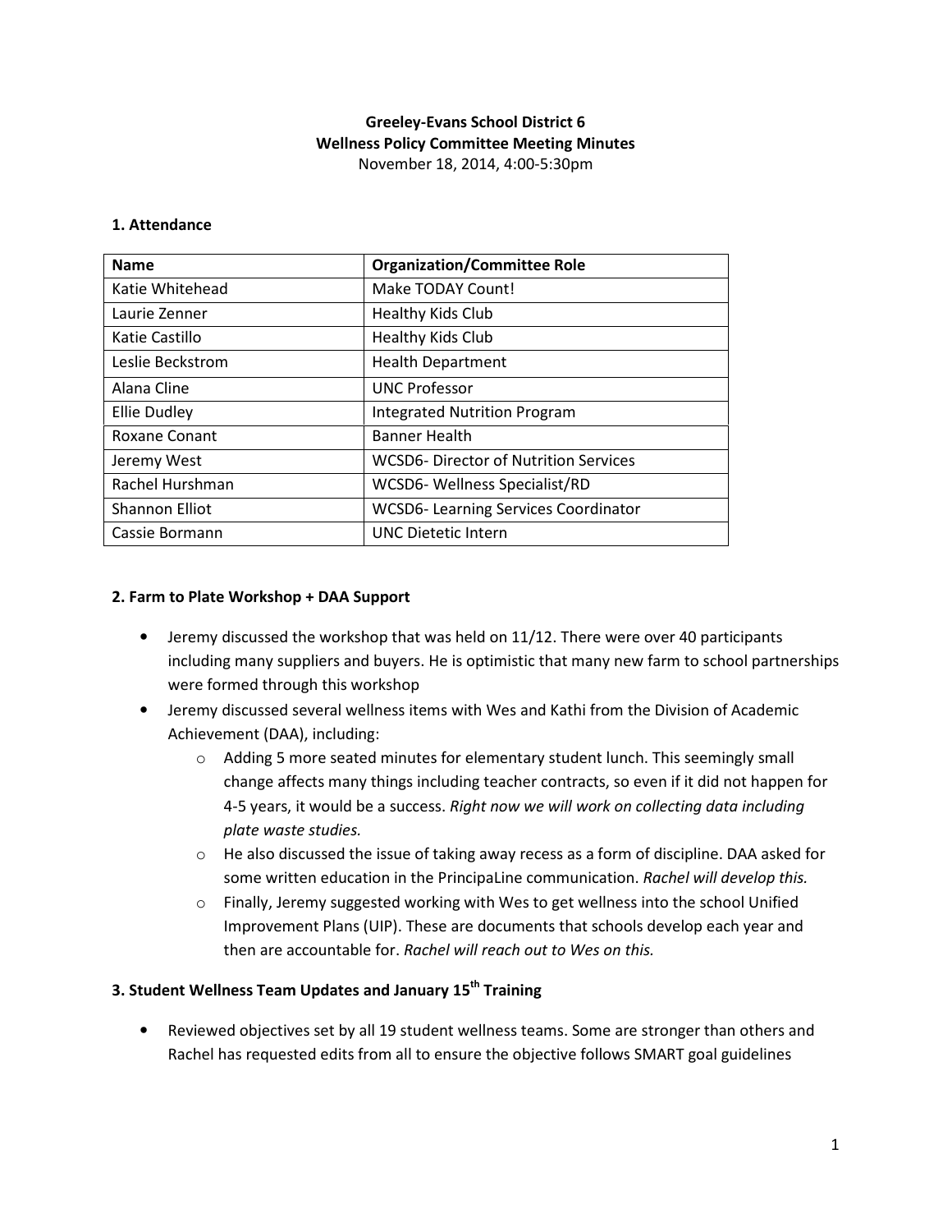**Greeley-Evans School District 6**
**Wellness Policy Committee Meeting Minutes**
November 18, 2014, 4:00-5:30pm

## 1. Attendance

| Name | Organization/Committee Role |
|---|---|
| Katie Whitehead | Make TODAY Count! |
| Laurie Zenner | Healthy Kids Club |
| Katie Castillo | Healthy Kids Club |
| Leslie Beckstrom | Health Department |
| Alana Cline | UNC Professor |
| Ellie Dudley | Integrated Nutrition Program |
| Roxane Conant | Banner Health |
| Jeremy West | WCSD6- Director of Nutrition Services |
| Rachel Hurshman | WCSD6- Wellness Specialist/RD |
| Shannon Elliot | WCSD6- Learning Services Coordinator |
| Cassie Bormann | UNC Dietetic Intern |

## 2. Farm to Plate Workshop + DAA Support

- Jeremy discussed the workshop that was held on 11/12. There were over 40 participants including many suppliers and buyers. He is optimistic that many new farm to school partnerships were formed through this workshop
- Jeremy discussed several wellness items with Wes and Kathi from the Division of Academic Achievement (DAA), including:
  - Adding 5 more seated minutes for elementary student lunch. This seemingly small change affects many things including teacher contracts, so even if it did not happen for 4-5 years, it would be a success. *Right now we will work on collecting data including plate waste studies.*
  - He also discussed the issue of taking away recess as a form of discipline. DAA asked for some written education in the PrincipaLine communication. *Rachel will develop this.*
  - Finally, Jeremy suggested working with Wes to get wellness into the school Unified Improvement Plans (UIP). These are documents that schools develop each year and then are accountable for. *Rachel will reach out to Wes on this.*

## 3. Student Wellness Team Updates and January 15th Training

- Reviewed objectives set by all 19 student wellness teams. Some are stronger than others and Rachel has requested edits from all to ensure the objective follows SMART goal guidelines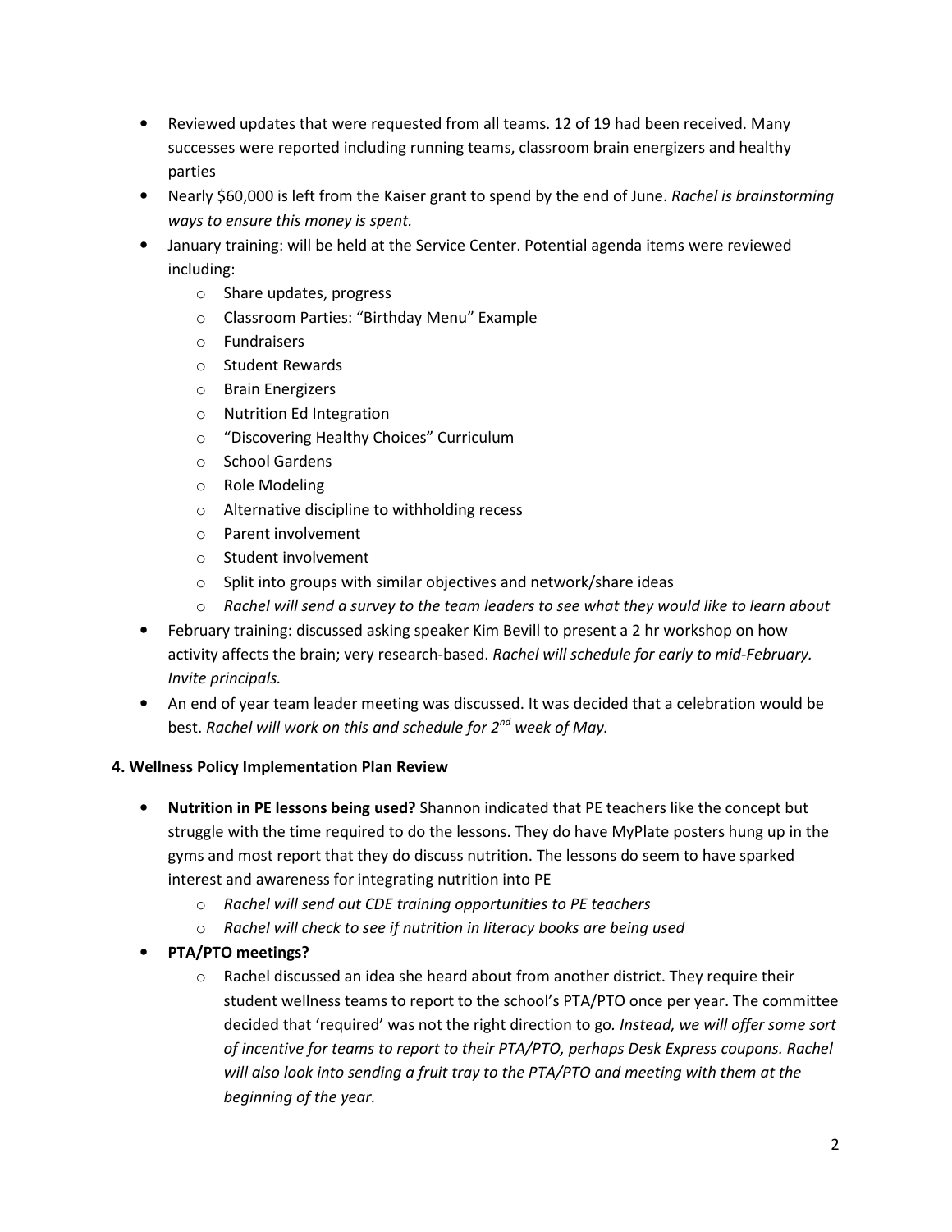- Reviewed updates that were requested from all teams. 12 of 19 had been received. Many successes were reported including running teams, classroom brain energizers and healthy parties
- Nearly $60,000 is left from the Kaiser grant to spend by the end of June. *Rachel is brainstorming ways to ensure this money is spent.*
- January training: will be held at the Service Center. Potential agenda items were reviewed including:
    - Share updates, progress
    - Classroom Parties: "Birthday Menu" Example
    - Fundraisers
    - Student Rewards
    - Brain Energizers
    - Nutrition Ed Integration
    - "Discovering Healthy Choices" Curriculum
    - School Gardens
    - Role Modeling
    - Alternative discipline to withholding recess
    - Parent involvement
    - Student involvement
    - Split into groups with similar objectives and network/share ideas
    - *Rachel will send a survey to the team leaders to see what they would like to learn about*
- February training: discussed asking speaker Kim Bevill to present a 2 hr workshop on how activity affects the brain; very research-based. *Rachel will schedule for early to mid-February. Invite principals.*
- An end of year team leader meeting was discussed. It was decided that a celebration would be best. *Rachel will work on this and schedule for 2nd week of May.*

**4. Wellness Policy Implementation Plan Review**

- **Nutrition in PE lessons being used?** Shannon indicated that PE teachers like the concept but struggle with the time required to do the lessons. They do have MyPlate posters hung up in the gyms and most report that they do discuss nutrition. The lessons do seem to have sparked interest and awareness for integrating nutrition into PE
    - *Rachel will send out CDE training opportunities to PE teachers*
    - *Rachel will check to see if nutrition in literacy books are being used*
- **PTA/PTO meetings?**
    - Rachel discussed an idea she heard about from another district. They require their student wellness teams to report to the school's PTA/PTO once per year. The committee decided that 'required' was not the right direction to go. *Instead, we will offer some sort of incentive for teams to report to their PTA/PTO, perhaps Desk Express coupons. Rachel will also look into sending a fruit tray to the PTA/PTO and meeting with them at the beginning of the year.*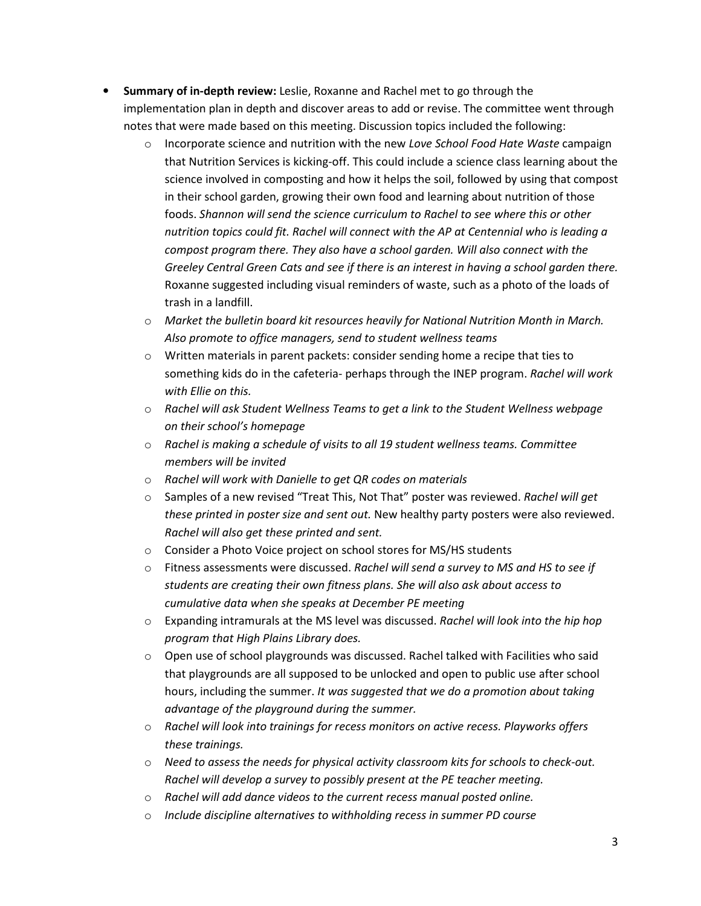- **Summary of in-depth review:** Leslie, Roxanne and Rachel met to go through the implementation plan in depth and discover areas to add or revise. The committee went through notes that were made based on this meeting. Discussion topics included the following:
  - Incorporate science and nutrition with the new *Love School Food Hate Waste* campaign that Nutrition Services is kicking-off. This could include a science class learning about the science involved in composting and how it helps the soil, followed by using that compost in their school garden, growing their own food and learning about nutrition of those foods. *Shannon will send the science curriculum to Rachel to see where this or other nutrition topics could fit. Rachel will connect with the AP at Centennial who is leading a compost program there. They also have a school garden. Will also connect with the Greeley Central Green Cats and see if there is an interest in having a school garden there.* Roxanne suggested including visual reminders of waste, such as a photo of the loads of trash in a landfill.
  - *Market the bulletin board kit resources heavily for National Nutrition Month in March. Also promote to office managers, send to student wellness teams*
  - Written materials in parent packets: consider sending home a recipe that ties to something kids do in the cafeteria- perhaps through the INEP program. *Rachel will work with Ellie on this.*
  - *Rachel will ask Student Wellness Teams to get a link to the Student Wellness webpage on their school's homepage*
  - *Rachel is making a schedule of visits to all 19 student wellness teams. Committee members will be invited*
  - *Rachel will work with Danielle to get QR codes on materials*
  - Samples of a new revised "Treat This, Not That" poster was reviewed. *Rachel will get these printed in poster size and sent out.* New healthy party posters were also reviewed. *Rachel will also get these printed and sent.*
  - Consider a Photo Voice project on school stores for MS/HS students
  - Fitness assessments were discussed. *Rachel will send a survey to MS and HS to see if students are creating their own fitness plans. She will also ask about access to cumulative data when she speaks at December PE meeting*
  - Expanding intramurals at the MS level was discussed. *Rachel will look into the hip hop program that High Plains Library does.*
  - Open use of school playgrounds was discussed. Rachel talked with Facilities who said that playgrounds are all supposed to be unlocked and open to public use after school hours, including the summer. *It was suggested that we do a promotion about taking advantage of the playground during the summer.*
  - *Rachel will look into trainings for recess monitors on active recess. Playworks offers these trainings.*
  - *Need to assess the needs for physical activity classroom kits for schools to check-out. Rachel will develop a survey to possibly present at the PE teacher meeting.*
  - *Rachel will add dance videos to the current recess manual posted online.*
  - *Include discipline alternatives to withholding recess in summer PD course*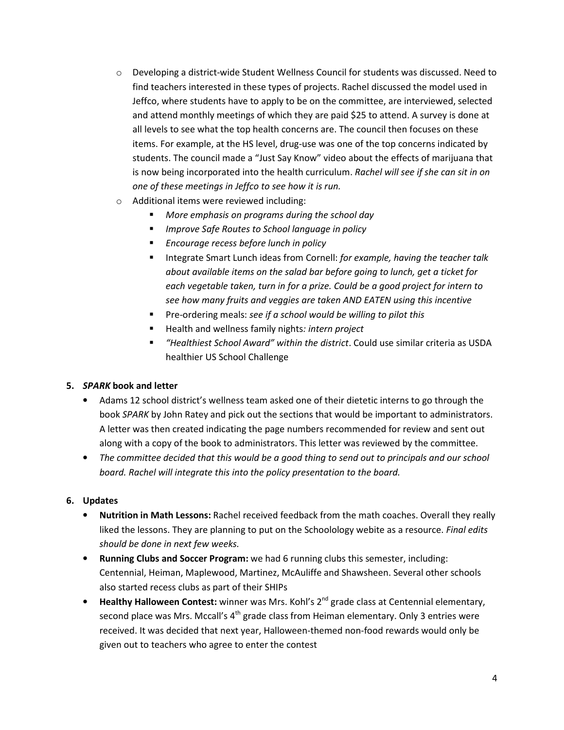- Developing a district-wide Student Wellness Council for students was discussed. Need to find teachers interested in these types of projects. Rachel discussed the model used in Jeffco, where students have to apply to be on the committee, are interviewed, selected and attend monthly meetings of which they are paid $25 to attend. A survey is done at all levels to see what the top health concerns are. The council then focuses on these items. For example, at the HS level, drug-use was one of the top concerns indicated by students. The council made a "Just Say Know" video about the effects of marijuana that is now being incorporated into the health curriculum. *Rachel will see if she can sit in on one of these meetings in Jeffco to see how it is run.*
- Additional items were reviewed including:
  - *More emphasis on programs during the school day*
  - *Improve Safe Routes to School language in policy*
  - *Encourage recess before lunch in policy*
  - Integrate Smart Lunch ideas from Cornell: *for example, having the teacher talk about available items on the salad bar before going to lunch, get a ticket for each vegetable taken, turn in for a prize. Could be a good project for intern to see how many fruits and veggies are taken AND EATEN using this incentive*
  - Pre-ordering meals: *see if a school would be willing to pilot this*
  - Health and wellness family nights*: intern project*
  - *"Healthiest School Award" within the district*. Could use similar criteria as USDA healthier US School Challenge

**5. *SPARK* book and letter**

- Adams 12 school district's wellness team asked one of their dietetic interns to go through the book *SPARK* by John Ratey and pick out the sections that would be important to administrators. A letter was then created indicating the page numbers recommended for review and sent out along with a copy of the book to administrators. This letter was reviewed by the committee.
- *The committee decided that this would be a good thing to send out to principals and our school board. Rachel will integrate this into the policy presentation to the board.*

**6. Updates**

- **Nutrition in Math Lessons:** Rachel received feedback from the math coaches. Overall they really liked the lessons. They are planning to put on the Schoolology webite as a resource. *Final edits should be done in next few weeks.*
- **Running Clubs and Soccer Program:** we had 6 running clubs this semester, including: Centennial, Heiman, Maplewood, Martinez, McAuliffe and Shawsheen. Several other schools also started recess clubs as part of their SHIPs
- **Healthy Halloween Contest:** winner was Mrs. Kohl's 2nd grade class at Centennial elementary, second place was Mrs. Mccall's 4th grade class from Heiman elementary. Only 3 entries were received. It was decided that next year, Halloween-themed non-food rewards would only be given out to teachers who agree to enter the contest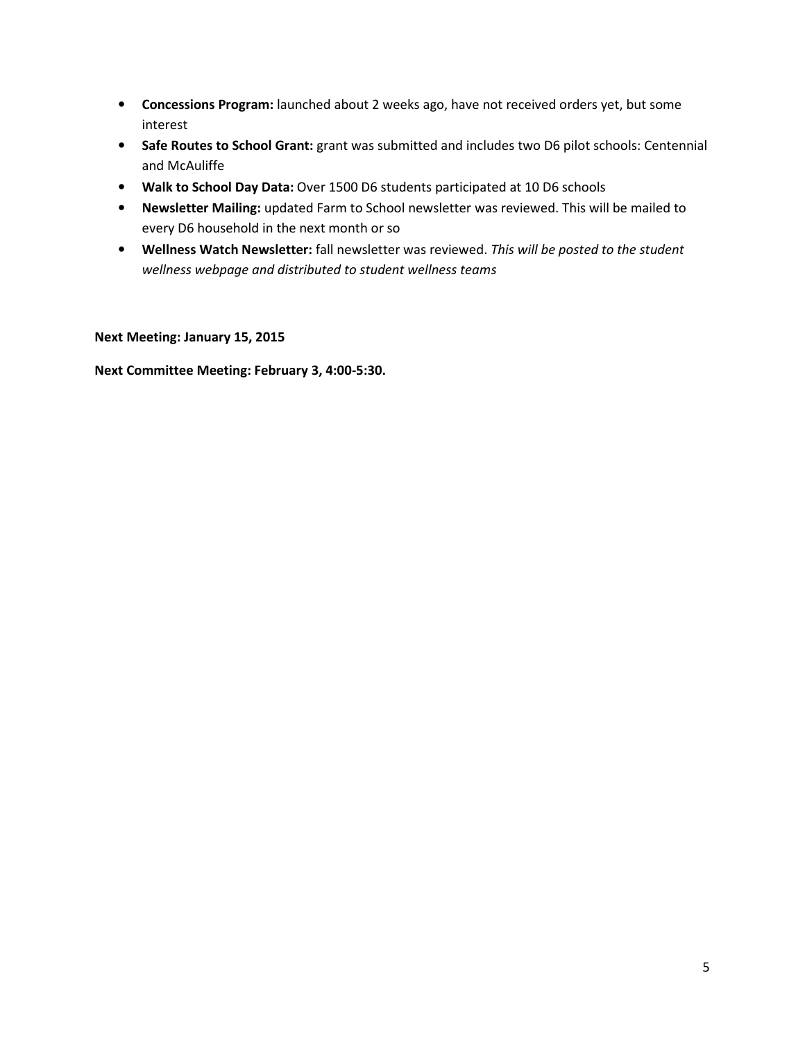- **Concessions Program:** launched about 2 weeks ago, have not received orders yet, but some interest
- **Safe Routes to School Grant:** grant was submitted and includes two D6 pilot schools: Centennial and McAuliffe
- **Walk to School Day Data:** Over 1500 D6 students participated at 10 D6 schools
- **Newsletter Mailing:** updated Farm to School newsletter was reviewed. This will be mailed to every D6 household in the next month or so
- **Wellness Watch Newsletter:** fall newsletter was reviewed. *This will be posted to the student wellness webpage and distributed to student wellness teams*

**Next Meeting: January 15, 2015**

**Next Committee Meeting: February 3, 4:00-5:30.**